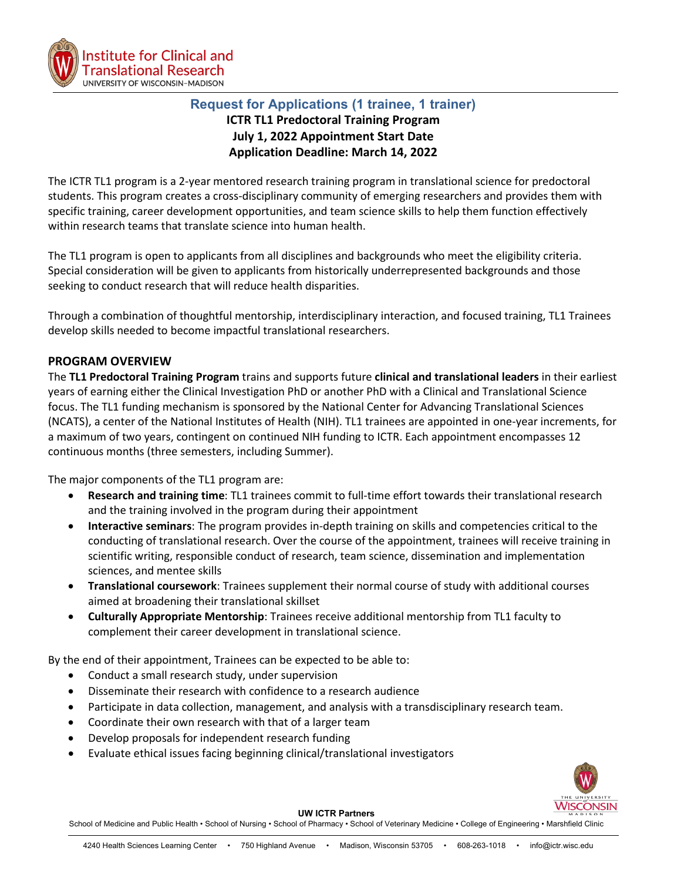# Request for Applications (1 trainee, 1 trainer)

## ICTR TL1 Predoctoral Training Program
## July 1, 2022 Appointment Start Date
## Application Deadline: March 14, 2022

The ICTR TL1 program is a 2-year mentored research training program in translational science for predoctoral students. This program creates a cross-disciplinary community of emerging researchers and provides them with specific training, career development opportunities, and team science skills to help them function effectively within research teams that translate science into human health.

The TL1 program is open to applicants from all disciplines and backgrounds who meet the eligibility criteria. Special consideration will be given to applicants from historically underrepresented backgrounds and those seeking to conduct research that will reduce health disparities.

Through a combination of thoughtful mentorship, interdisciplinary interaction, and focused training, TL1 Trainees develop skills needed to become impactful translational researchers.

## PROGRAM OVERVIEW

The **TL1 Predoctoral Training Program** trains and supports future **clinical and translational leaders** in their earliest years of earning either the Clinical Investigation PhD or another PhD with a Clinical and Translational Science focus. The TL1 funding mechanism is sponsored by the National Center for Advancing Translational Sciences (NCATS), a center of the National Institutes of Health (NIH). TL1 trainees are appointed in one-year increments, for a maximum of two years, contingent on continued NIH funding to ICTR. Each appointment encompasses 12 continuous months (three semesters, including Summer).

The major components of the TL1 program are:

- **Research and training time**: TL1 trainees commit to full-time effort towards their translational research and the training involved in the program during their appointment
- **Interactive seminars**: The program provides in-depth training on skills and competencies critical to the conducting of translational research. Over the course of the appointment, trainees will receive training in scientific writing, responsible conduct of research, team science, dissemination and implementation sciences, and mentee skills
- **Translational coursework**: Trainees supplement their normal course of study with additional courses aimed at broadening their translational skillset
- **Culturally Appropriate Mentorship**: Trainees receive additional mentorship from TL1 faculty to complement their career development in translational science.

By the end of their appointment, Trainees can be expected to be able to:

- Conduct a small research study, under supervision
- Disseminate their research with confidence to a research audience
- Participate in data collection, management, and analysis with a transdisciplinary research team.
- Coordinate their own research with that of a larger team
- Develop proposals for independent research funding
- Evaluate ethical issues facing beginning clinical/translational investigators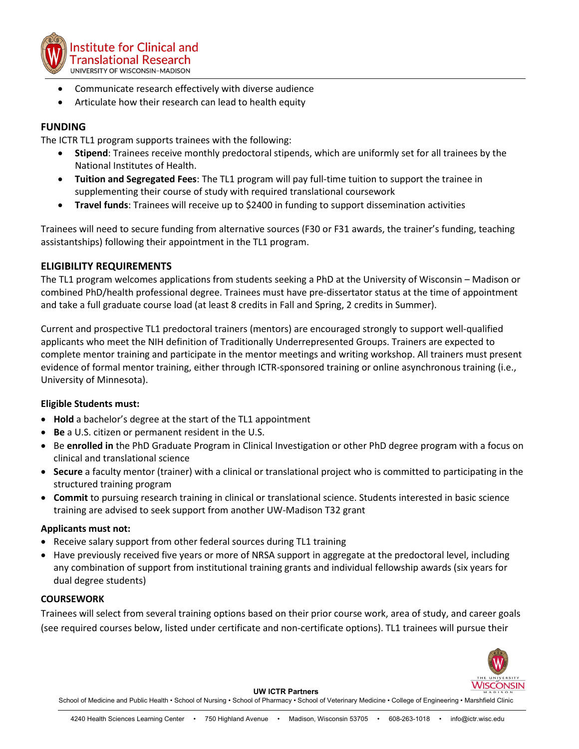- Communicate research effectively with diverse audience
- Articulate how their research can lead to health equity

## FUNDING

The ICTR TL1 program supports trainees with the following:

- **Stipend**: Trainees receive monthly predoctoral stipends, which are uniformly set for all trainees by the National Institutes of Health.
- **Tuition and Segregated Fees**: The TL1 program will pay full-time tuition to support the trainee in supplementing their course of study with required translational coursework
- **Travel funds**: Trainees will receive up to $2400 in funding to support dissemination activities

Trainees will need to secure funding from alternative sources (F30 or F31 awards, the trainer's funding, teaching assistantships) following their appointment in the TL1 program.

## ELIGIBILITY REQUIREMENTS

The TL1 program welcomes applications from students seeking a PhD at the University of Wisconsin – Madison or combined PhD/health professional degree. Trainees must have pre-dissertator status at the time of appointment and take a full graduate course load (at least 8 credits in Fall and Spring, 2 credits in Summer).

Current and prospective TL1 predoctoral trainers (mentors) are encouraged strongly to support well-qualified applicants who meet the NIH definition of Traditionally Underrepresented Groups. Trainers are expected to complete mentor training and participate in the mentor meetings and writing workshop. All trainers must present evidence of formal mentor training, either through ICTR-sponsored training or online asynchronous training (i.e., University of Minnesota).

### Eligible Students must:

- **Hold** a bachelor's degree at the start of the TL1 appointment
- **Be** a U.S. citizen or permanent resident in the U.S.
- Be **enrolled in** the PhD Graduate Program in Clinical Investigation or other PhD degree program with a focus on clinical and translational science
- **Secure** a faculty mentor (trainer) with a clinical or translational project who is committed to participating in the structured training program
- **Commit** to pursuing research training in clinical or translational science. Students interested in basic science training are advised to seek support from another UW-Madison T32 grant

### Applicants must not:

- Receive salary support from other federal sources during TL1 training
- Have previously received five years or more of NRSA support in aggregate at the predoctoral level, including any combination of support from institutional training grants and individual fellowship awards (six years for dual degree students)

### COURSEWORK

Trainees will select from several training options based on their prior course work, area of study, and career goals (see required courses below, listed under certificate and non-certificate options). TL1 trainees will pursue their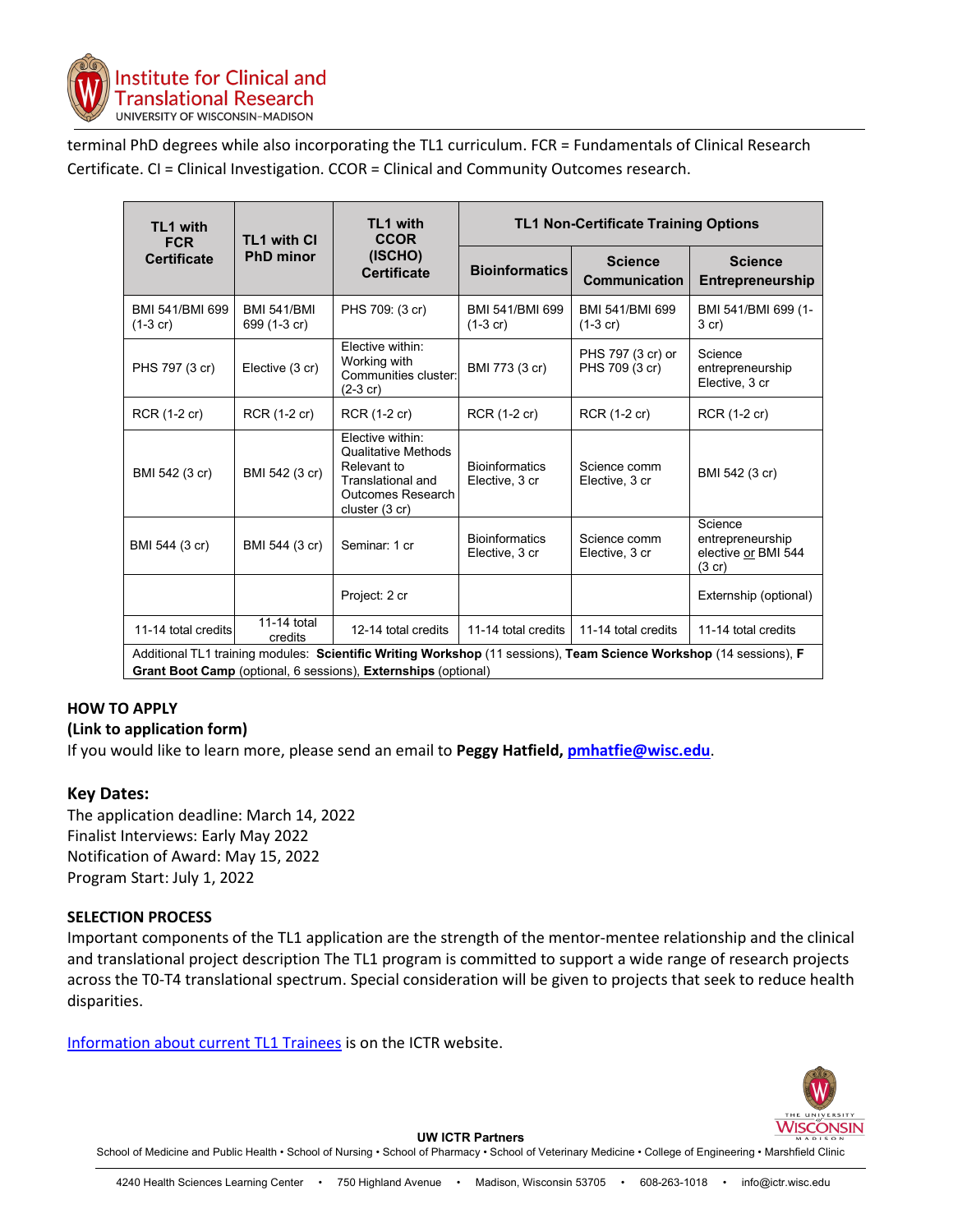terminal PhD degrees while also incorporating the TL1 curriculum. FCR = Fundamentals of Clinical Research Certificate. CI = Clinical Investigation. CCOR = Clinical and Community Outcomes research.

| TL1 with FCR Certificate | TL1 with CI PhD minor | TL1 with CCOR (ISCHO) Certificate | TL1 Non-Certificate Training Options | | |
|---|---|---|---|---|---|
| | | | Bioinformatics | Science Communication | Science Entrepreneurship |
| BMI 541/BMI 699 (1-3 cr) | BMI 541/BMI 699 (1-3 cr) | PHS 709: (3 cr) | BMI 541/BMI 699 (1-3 cr) | BMI 541/BMI 699 (1-3 cr) | BMI 541/BMI 699 (1-3 cr) |
| PHS 797 (3 cr) | Elective (3 cr) | Elective within: Working with Communities cluster: (2-3 cr) | BMI 773 (3 cr) | PHS 797 (3 cr) or PHS 709 (3 cr) | Science entrepreneurship Elective, 3 cr |
| RCR (1-2 cr) | RCR (1-2 cr) | RCR (1-2 cr) | RCR (1-2 cr) | RCR (1-2 cr) | RCR (1-2 cr) |
| BMI 542 (3 cr) | BMI 542 (3 cr) | Elective within: Qualitative Methods Relevant to Translational and Outcomes Research cluster (3 cr) | Bioinformatics Elective, 3 cr | Science comm Elective, 3 cr | BMI 542 (3 cr) |
| BMI 544 (3 cr) | BMI 544 (3 cr) | Seminar: 1 cr | Bioinformatics Elective, 3 cr | Science comm Elective, 3 cr | Science entrepreneurship elective or BMI 544 (3 cr) |
| | | Project: 2 cr | | | Externship (optional) |
| 11-14 total credits | 11-14 total credits | 12-14 total credits | 11-14 total credits | 11-14 total credits | 11-14 total credits |
| Additional TL1 training modules: **Scientific Writing Workshop** (11 sessions), **Team Science Workshop** (14 sessions), **F Grant Boot Camp** (optional, 6 sessions), **Externships** (optional) | | | | | |

**HOW TO APPLY**

**(Link to application form)**

If you would like to learn more, please send an email to **Peggy Hatfield, pmhatfie@wisc.edu**.

## Key Dates:

The application deadline: March 14, 2022
Finalist Interviews: Early May 2022
Notification of Award: May 15, 2022
Program Start: July 1, 2022

**SELECTION PROCESS**

Important components of the TL1 application are the strength of the mentor-mentee relationship and the clinical and translational project description The TL1 program is committed to support a wide range of research projects across the T0-T4 translational spectrum. Special consideration will be given to projects that seek to reduce health disparities.

Information about current TL1 Trainees is on the ICTR website.